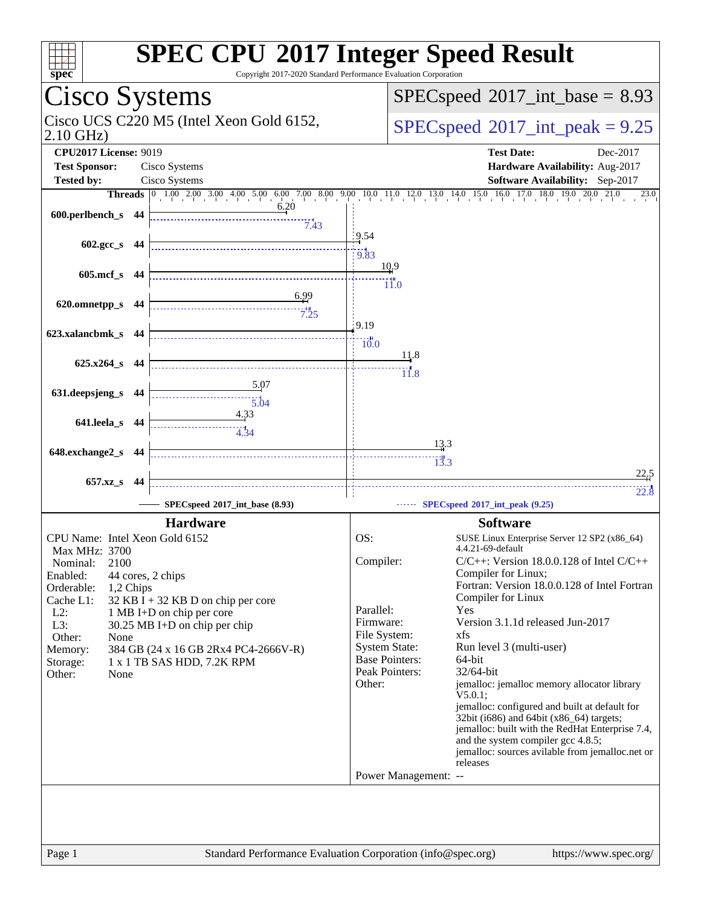# SPEC CPU 2017 Integer Speed Result

Copyright 2017-2020 Standard Performance Evaluation Corporation

## Cisco Systems

Cisco UCS C220 M5 (Intel Xeon Gold 6152, 2.10 GHz)

SPECspeed 2017_int_base = 8.93

SPECspeed 2017_int_peak = 9.25

**CPU2017 License:** 9019
**Test Sponsor:** Cisco Systems
**Tested by:** Cisco Systems

**Test Date:** Dec-2017
**Hardware Availability:** Aug-2017
**Software Availability:** Sep-2017

| Benchmark | Threads | Base | Peak |
|---|---|---|---|
| 600.perlbench_s | 44 | 6.20 | 7.43 |
| 602.gcc_s | 44 | 9.54 | 9.83 |
| 605.mcf_s | 44 | 10.9 | 11.0 |
| 620.omnetpp_s | 44 | 6.99 | 7.25 |
| 623.xalancbmk_s | 44 | 9.19 | 10.0 |
| 625.x264_s | 44 | 11.8 | 11.8 |
| 631.deepsjeng_s | 44 | 5.07 | 5.04 |
| 641.leela_s | 44 | 4.33 | 4.34 |
| 648.exchange2_s | 44 | 13.3 | 13.3 |
| 657.xz_s | 44 | 22.5 | 22.8 |

SPECspeed 2017_int_base (8.93)
SPECspeed 2017_int_peak (9.25)

### Hardware

| | |
|---|---|
| CPU Name: | Intel Xeon Gold 6152 |
| Max MHz: | 3700 |
| Nominal: | 2100 |
| Enabled: | 44 cores, 2 chips |
| Orderable: | 1,2 Chips |
| Cache L1: | 32 KB I + 32 KB D on chip per core |
| L2: | 1 MB I+D on chip per core |
| L3: | 30.25 MB I+D on chip per chip |
| Other: | None |
| Memory: | 384 GB (24 x 16 GB 2Rx4 PC4-2666V-R) |
| Storage: | 1 x 1 TB SAS HDD, 7.2K RPM |
| Other: | None |

### Software

| | |
|---|---|
| OS: | SUSE Linux Enterprise Server 12 SP2 (x86_64) 4.4.21-69-default |
| Compiler: | C/C++: Version 18.0.0.128 of Intel C/C++ Compiler for Linux; Fortran: Version 18.0.0.128 of Intel Fortran Compiler for Linux |
| Parallel: | Yes |
| Firmware: | Version 3.1.1d released Jun-2017 |
| File System: | xfs |
| System State: | Run level 3 (multi-user) |
| Base Pointers: | 64-bit |
| Peak Pointers: | 32/64-bit |
| Other: | jemalloc: jemalloc memory allocator library V5.0.1; jemalloc: configured and built at default for 32bit (i686) and 64bit (x86_64) targets; jemalloc: built with the RedHat Enterprise 7.4, and the system compiler gcc 4.8.5; jemalloc: sources avilable from jemalloc.net or releases |
| Power Management: | -- |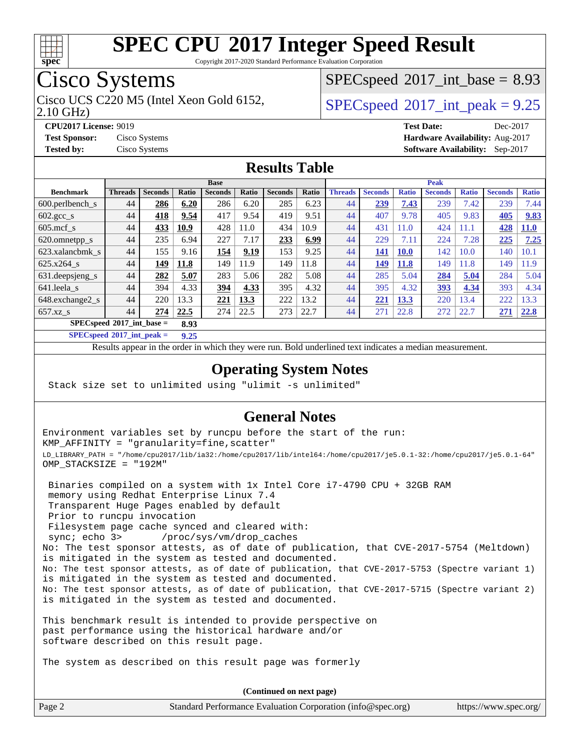# SPEC CPU 2017 Integer Speed Result

Copyright 2017-2020 Standard Performance Evaluation Corporation

## Cisco Systems

Cisco UCS C220 M5 (Intel Xeon Gold 6152, 2.10 GHz)

SPECspeed 2017_int_base = 8.93

SPECspeed 2017_int_peak = 9.25

**CPU2017 License:** 9019
**Test Sponsor:** Cisco Systems
**Tested by:** Cisco Systems

**Test Date:** Dec-2017
**Hardware Availability:** Aug-2017
**Software Availability:** Sep-2017

## Results Table

| Benchmark | Base | | | | | | | Peak | | | | | | |
|---|---|---|---|---|---|---|---|---|---|---|---|---|---|---|
| | Threads | Seconds | Ratio | Seconds | Ratio | Seconds | Ratio | Threads | Seconds | Ratio | Seconds | Ratio | Seconds | Ratio |
| 600.perlbench_s | 44 | **286** | **6.20** | 286 | 6.20 | 285 | 6.23 | 44 | **239** | **7.43** | 239 | 7.42 | 239 | 7.44 |
| 602.gcc_s | 44 | **418** | **9.54** | 417 | 9.54 | 419 | 9.51 | 44 | 407 | 9.78 | 405 | 9.83 | **405** | **9.83** |
| 605.mcf_s | 44 | **433** | **10.9** | 428 | 11.0 | 434 | 10.9 | 44 | 431 | 11.0 | 424 | 11.1 | **428** | **11.0** |
| 620.omnetpp_s | 44 | 235 | 6.94 | 227 | 7.17 | **233** | **6.99** | 44 | 229 | 7.11 | 224 | 7.28 | **225** | **7.25** |
| 623.xalancbmk_s | 44 | 155 | 9.16 | **154** | **9.19** | 153 | 9.25 | 44 | **141** | **10.0** | 142 | 10.0 | 140 | 10.1 |
| 625.x264_s | 44 | **149** | **11.8** | 149 | 11.9 | 149 | 11.8 | 44 | **149** | **11.8** | 149 | 11.8 | 149 | 11.9 |
| 631.deepsjeng_s | 44 | **282** | **5.07** | 283 | 5.06 | 282 | 5.08 | 44 | 285 | 5.04 | **284** | **5.04** | 284 | 5.04 |
| 641.leela_s | 44 | 394 | 4.33 | **394** | **4.33** | 395 | 4.32 | 44 | 395 | 4.32 | **393** | **4.34** | 393 | 4.34 |
| 648.exchange2_s | 44 | 220 | 13.3 | **221** | **13.3** | 222 | 13.2 | 44 | **221** | **13.3** | 220 | 13.4 | 222 | 13.3 |
| 657.xz_s | 44 | **274** | **22.5** | 274 | 22.5 | 273 | 22.7 | 44 | 271 | 22.8 | 272 | 22.7 | **271** | **22.8** |

SPECspeed 2017_int_base = **8.93**

SPECspeed 2017_int_peak = **9.25**

Results appear in the order in which they were run. Bold underlined text indicates a median measurement.

## Operating System Notes

```
Stack size set to unlimited using "ulimit -s unlimited"
```

## General Notes

```
Environment variables set by runcpu before the start of the run:
KMP_AFFINITY = "granularity=fine,scatter"
LD_LIBRARY_PATH = "/home/cpu2017/lib/ia32:/home/cpu2017/lib/intel64:/home/cpu2017/je5.0.1-32:/home/cpu2017/je5.0.1-64"
OMP_STACKSIZE = "192M"

 Binaries compiled on a system with 1x Intel Core i7-4790 CPU + 32GB RAM
 memory using Redhat Enterprise Linux 7.4
 Transparent Huge Pages enabled by default
 Prior to runcpu invocation
 Filesystem page cache synced and cleared with:
 sync; echo 3>       /proc/sys/vm/drop_caches
No: The test sponsor attests, as of date of publication, that CVE-2017-5754 (Meltdown)
is mitigated in the system as tested and documented.
No: The test sponsor attests, as of date of publication, that CVE-2017-5753 (Spectre variant 1)
is mitigated in the system as tested and documented.
No: The test sponsor attests, as of date of publication, that CVE-2017-5715 (Spectre variant 2)
is mitigated in the system as tested and documented.

This benchmark result is intended to provide perspective on
past performance using the historical hardware and/or
software described on this result page.

The system as described on this result page was formerly
```

**(Continued on next page)**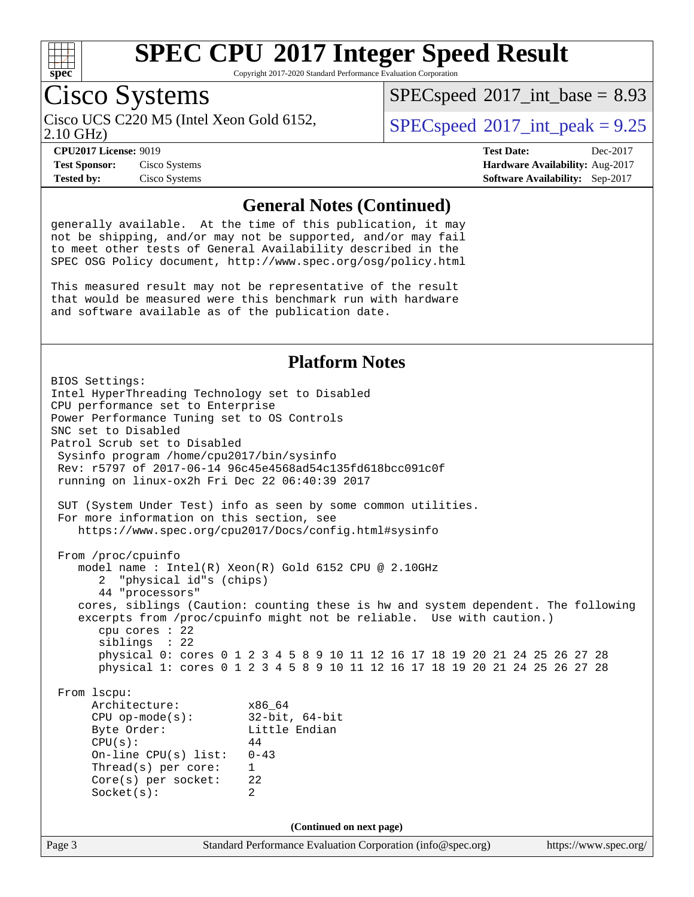## General Notes (Continued)

generally available. At the time of this publication, it may not be shipping, and/or may not be supported, and/or may fail to meet other tests of General Availability described in the SPEC OSG Policy document, http://www.spec.org/osg/policy.html

This measured result may not be representative of the result that would be measured were this benchmark run with hardware and software available as of the publication date.

## Platform Notes

```
BIOS Settings:
Intel HyperThreading Technology set to Disabled
CPU performance set to Enterprise
Power Performance Tuning set to OS Controls
SNC set to Disabled
Patrol Scrub set to Disabled
 Sysinfo program /home/cpu2017/bin/sysinfo
 Rev: r5797 of 2017-06-14 96c45e4568ad54c135fd618bcc091c0f
 running on linux-ox2h Fri Dec 22 06:40:39 2017

 SUT (System Under Test) info as seen by some common utilities.
 For more information on this section, see
    https://www.spec.org/cpu2017/Docs/config.html#sysinfo

 From /proc/cpuinfo
    model name : Intel(R) Xeon(R) Gold 6152 CPU @ 2.10GHz
       2  "physical id"s (chips)
       44 "processors"
    cores, siblings (Caution: counting these is hw and system dependent. The following
    excerpts from /proc/cpuinfo might not be reliable.  Use with caution.)
       cpu cores : 22
       siblings  : 22
       physical 0: cores 0 1 2 3 4 5 8 9 10 11 12 16 17 18 19 20 21 24 25 26 27 28
       physical 1: cores 0 1 2 3 4 5 8 9 10 11 12 16 17 18 19 20 21 24 25 26 27 28

 From lscpu:
      Architecture:          x86_64
      CPU op-mode(s):        32-bit, 64-bit
      Byte Order:            Little Endian
      CPU(s):                44
      On-line CPU(s) list:   0-43
      Thread(s) per core:    1
      Core(s) per socket:    22
      Socket(s):             2
```

(Continued on next page)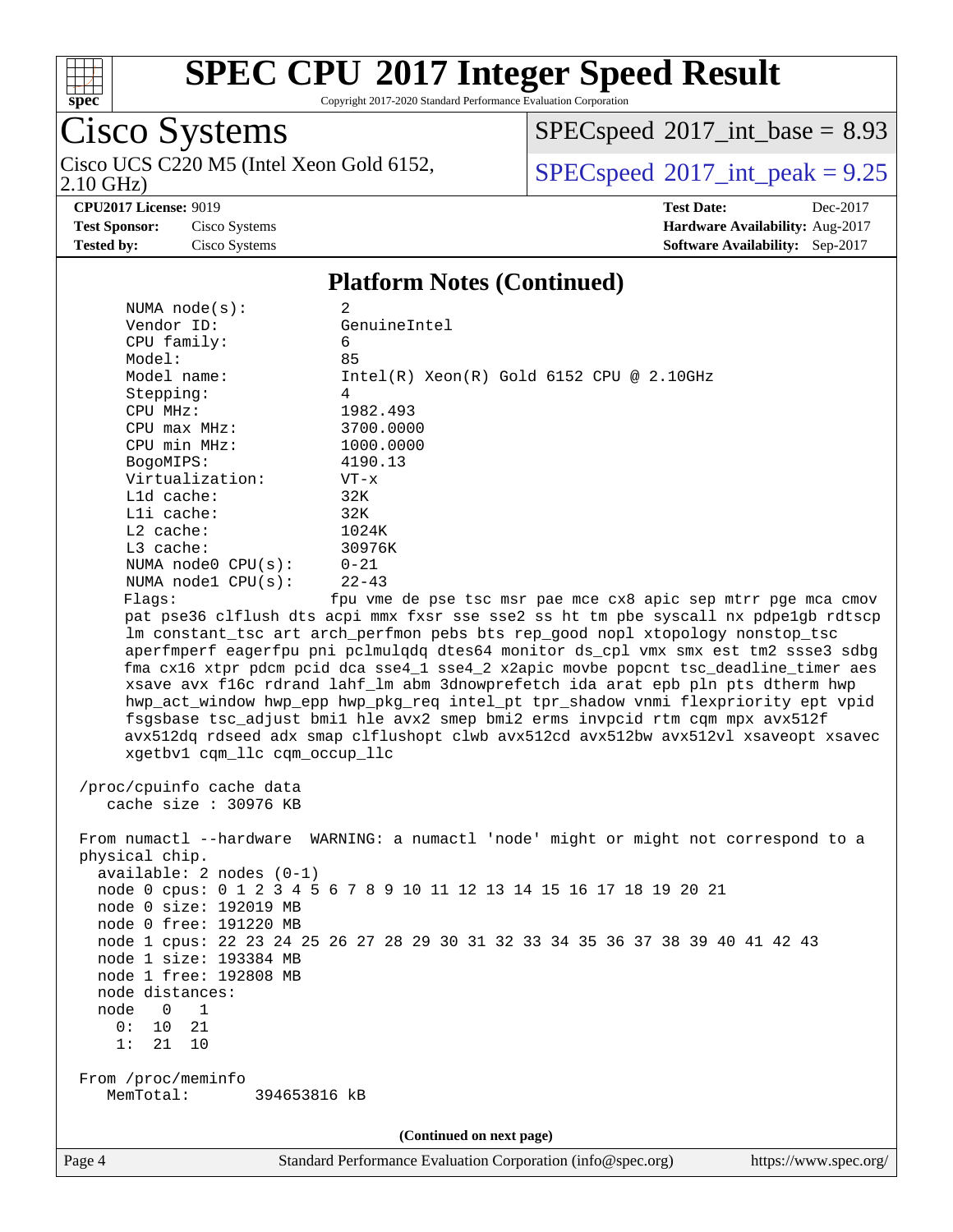# SPEC CPU 2017 Integer Speed Result

Copyright 2017-2020 Standard Performance Evaluation Corporation

## Cisco Systems

Cisco UCS C220 M5 (Intel Xeon Gold 6152, 2.10 GHz)

SPECspeed 2017_int_base = 8.93

SPECspeed 2017_int_peak = 9.25

**CPU2017 License:** 9019
**Test Sponsor:** Cisco Systems
**Tested by:** Cisco Systems

**Test Date:** Dec-2017
**Hardware Availability:** Aug-2017
**Software Availability:** Sep-2017

### Platform Notes (Continued)

```
    NUMA node(s):          2
    Vendor ID:             GenuineIntel
    CPU family:            6
    Model:                 85
    Model name:            Intel(R) Xeon(R) Gold 6152 CPU @ 2.10GHz
    Stepping:              4
    CPU MHz:               1982.493
    CPU max MHz:           3700.0000
    CPU min MHz:           1000.0000
    BogoMIPS:              4190.13
    Virtualization:        VT-x
    L1d cache:             32K
    L1i cache:             32K
    L2 cache:              1024K
    L3 cache:              30976K
    NUMA node0 CPU(s):     0-21
    NUMA node1 CPU(s):     22-43
    Flags:                 fpu vme de pse tsc msr pae mce cx8 apic sep mtrr pge mca cmov
    pat pse36 clflush dts acpi mmx fxsr sse sse2 ss ht tm pbe syscall nx pdpe1gb rdtscp
    lm constant_tsc art arch_perfmon pebs bts rep_good nopl xtopology nonstop_tsc
    aperfmperf eagerfpu pni pclmulqdq dtes64 monitor ds_cpl vmx smx est tm2 ssse3 sdbg
    fma cx16 xtpr pdcm pcid dca sse4_1 sse4_2 x2apic movbe popcnt tsc_deadline_timer aes
    xsave avx f16c rdrand lahf_lm abm 3dnowprefetch ida arat epb pln pts dtherm hwp
    hwp_act_window hwp_epp hwp_pkg_req intel_pt tpr_shadow vnmi flexpriority ept vpid
    fsgsbase tsc_adjust bmi1 hle avx2 smep bmi2 erms invpcid rtm cqm mpx avx512f
    avx512dq rdseed adx smap clflushopt clwb avx512cd avx512bw avx512vl xsaveopt xsavec
    xgetbv1 cqm_llc cqm_occup_llc

 /proc/cpuinfo cache data
    cache size : 30976 KB

 From numactl --hardware  WARNING: a numactl 'node' might or might not correspond to a
 physical chip.
   available: 2 nodes (0-1)
   node 0 cpus: 0 1 2 3 4 5 6 7 8 9 10 11 12 13 14 15 16 17 18 19 20 21
   node 0 size: 192019 MB
   node 0 free: 191220 MB
   node 1 cpus: 22 23 24 25 26 27 28 29 30 31 32 33 34 35 36 37 38 39 40 41 42 43
   node 1 size: 193384 MB
   node 1 free: 192808 MB
   node distances:
   node   0   1
     0:  10  21
     1:  21  10

 From /proc/meminfo
    MemTotal:       394653816 kB
```

(Continued on next page)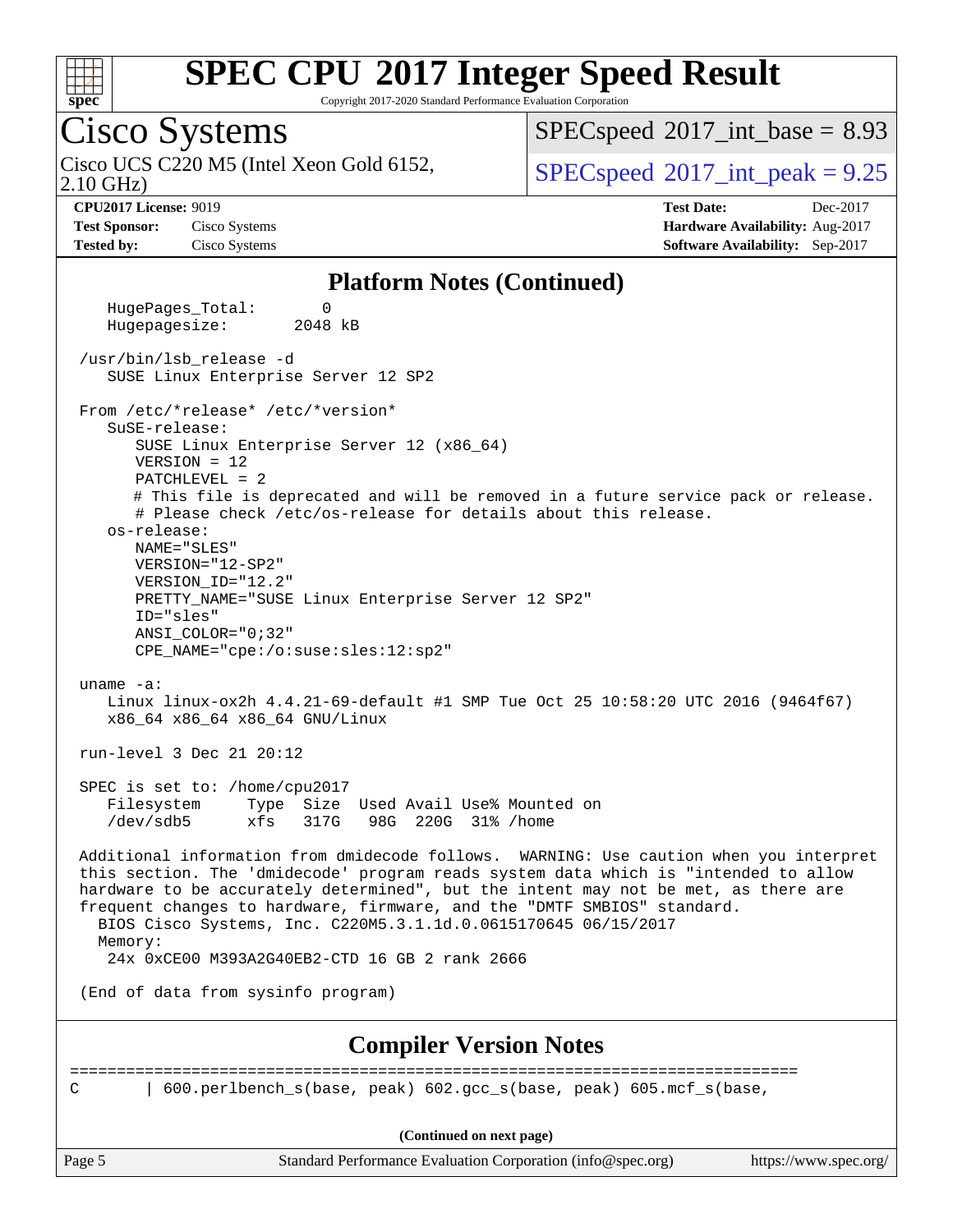# SPEC CPU 2017 Integer Speed Result

Copyright 2017-2020 Standard Performance Evaluation Corporation

## Cisco Systems

Cisco UCS C220 M5 (Intel Xeon Gold 6152, 2.10 GHz)

SPECspeed 2017_int_base = 8.93

SPECspeed 2017_int_peak = 9.25

**CPU2017 License:** 9019
**Test Sponsor:** Cisco Systems
**Tested by:** Cisco Systems

**Test Date:** Dec-2017
**Hardware Availability:** Aug-2017
**Software Availability:** Sep-2017

### Platform Notes (Continued)

```
    HugePages_Total:       0
    Hugepagesize:       2048 kB

 /usr/bin/lsb_release -d
    SUSE Linux Enterprise Server 12 SP2

 From /etc/*release* /etc/*version*
    SuSE-release:
       SUSE Linux Enterprise Server 12 (x86_64)
       VERSION = 12
       PATCHLEVEL = 2
       # This file is deprecated and will be removed in a future service pack or release.
       # Please check /etc/os-release for details about this release.
    os-release:
       NAME="SLES"
       VERSION="12-SP2"
       VERSION_ID="12.2"
       PRETTY_NAME="SUSE Linux Enterprise Server 12 SP2"
       ID="sles"
       ANSI_COLOR="0;32"
       CPE_NAME="cpe:/o:suse:sles:12:sp2"

 uname -a:
    Linux linux-ox2h 4.4.21-69-default #1 SMP Tue Oct 25 10:58:20 UTC 2016 (9464f67)
    x86_64 x86_64 x86_64 GNU/Linux

 run-level 3 Dec 21 20:12

 SPEC is set to: /home/cpu2017
    Filesystem     Type  Size  Used Avail Use% Mounted on
    /dev/sdb5      xfs   317G   98G  220G  31% /home

 Additional information from dmidecode follows.  WARNING: Use caution when you interpret
 this section. The 'dmidecode' program reads system data which is "intended to allow
 hardware to be accurately determined", but the intent may not be met, as there are
 frequent changes to hardware, firmware, and the "DMTF SMBIOS" standard.
   BIOS Cisco Systems, Inc. C220M5.3.1.1d.0.0615170645 06/15/2017
   Memory:
    24x 0xCE00 M393A2G40EB2-CTD 16 GB 2 rank 2666

 (End of data from sysinfo program)
```

### Compiler Version Notes

```
==============================================================================
C        | 600.perlbench_s(base, peak) 602.gcc_s(base, peak) 605.mcf_s(base,
```

(Continued on next page)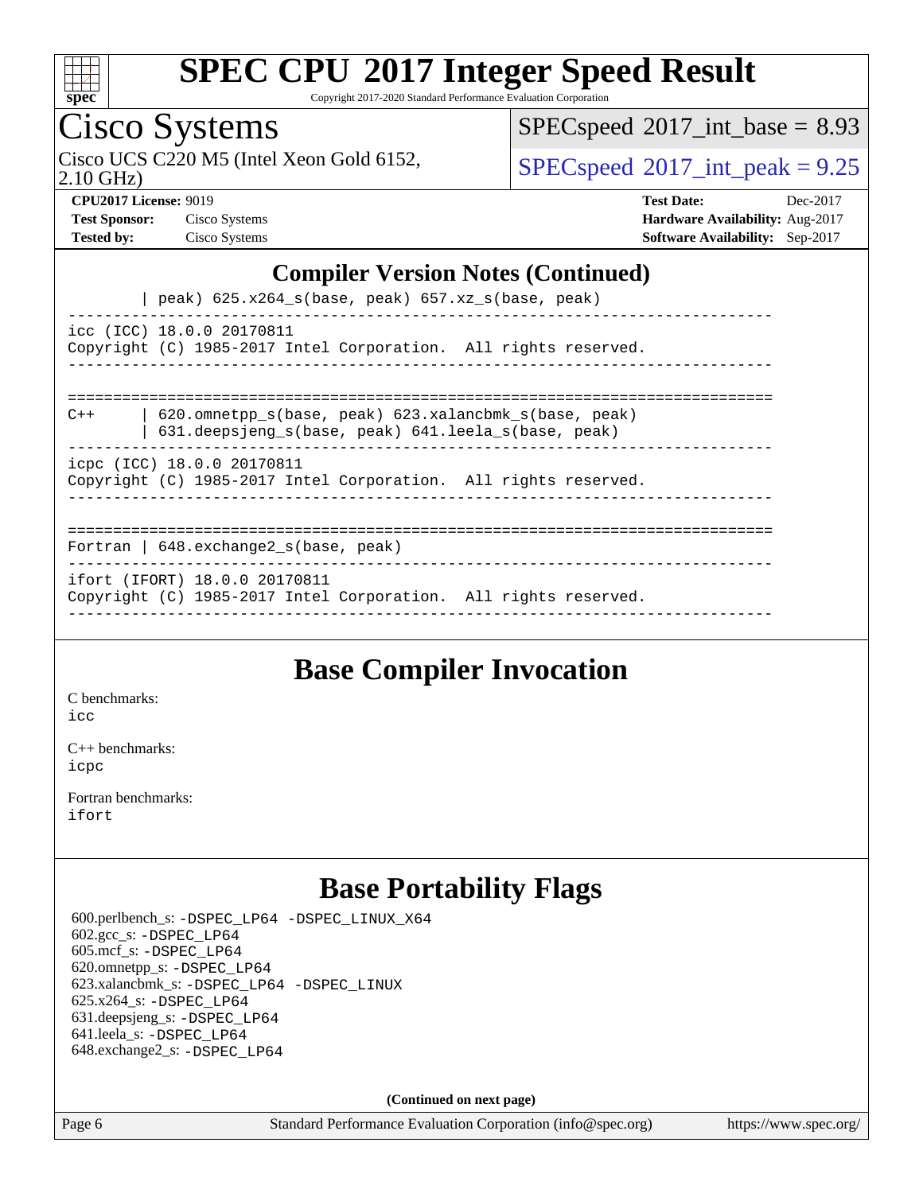## Compiler Version Notes (Continued)

```
        | peak) 625.x264_s(base, peak) 657.xz_s(base, peak)
------------------------------------------------------------------------------
icc (ICC) 18.0.0 20170811
Copyright (C) 1985-2017 Intel Corporation.  All rights reserved.
------------------------------------------------------------------------------

==============================================================================
C++     | 620.omnetpp_s(base, peak) 623.xalancbmk_s(base, peak)
        | 631.deepsjeng_s(base, peak) 641.leela_s(base, peak)
------------------------------------------------------------------------------
icpc (ICC) 18.0.0 20170811
Copyright (C) 1985-2017 Intel Corporation.  All rights reserved.
------------------------------------------------------------------------------

==============================================================================
Fortran | 648.exchange2_s(base, peak)
------------------------------------------------------------------------------
ifort (IFORT) 18.0.0 20170811
Copyright (C) 1985-2017 Intel Corporation.  All rights reserved.
------------------------------------------------------------------------------
```

## Base Compiler Invocation

C benchmarks:
icc

C++ benchmarks:
icpc

Fortran benchmarks:
ifort

## Base Portability Flags

600.perlbench_s: -DSPEC_LP64 -DSPEC_LINUX_X64
602.gcc_s: -DSPEC_LP64
605.mcf_s: -DSPEC_LP64
620.omnetpp_s: -DSPEC_LP64
623.xalancbmk_s: -DSPEC_LP64 -DSPEC_LINUX
625.x264_s: -DSPEC_LP64
631.deepsjeng_s: -DSPEC_LP64
641.leela_s: -DSPEC_LP64
648.exchange2_s: -DSPEC_LP64

**(Continued on next page)**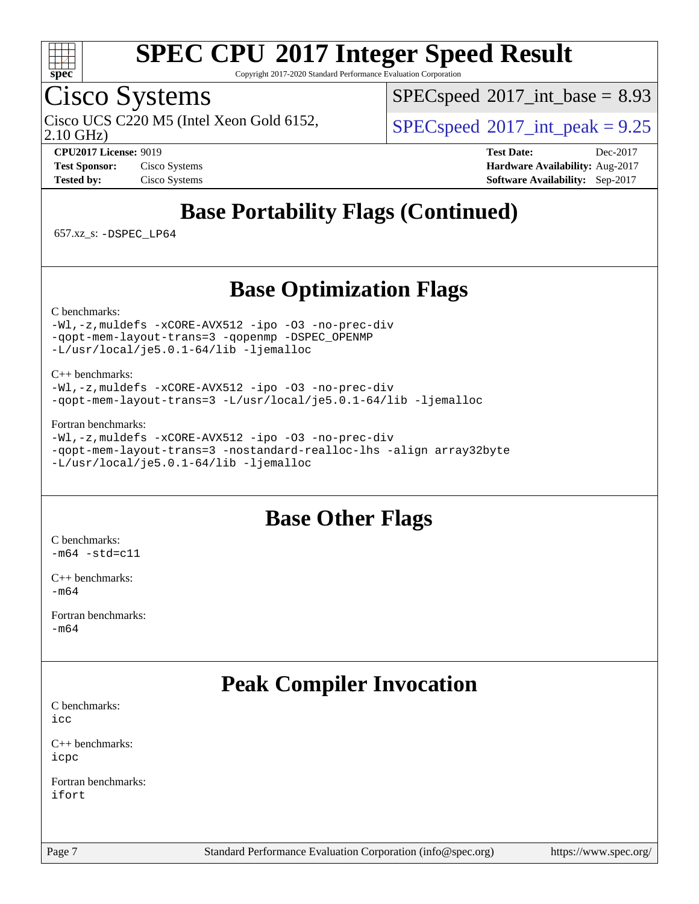## Base Portability Flags (Continued)

657.xz_s: -DSPEC_LP64

## Base Optimization Flags

C benchmarks:
```
-Wl,-z,muldefs -xCORE-AVX512 -ipo -O3 -no-prec-div
-qopt-mem-layout-trans=3 -qopenmp -DSPEC_OPENMP
-L/usr/local/je5.0.1-64/lib -ljemalloc
```

C++ benchmarks:
```
-Wl,-z,muldefs -xCORE-AVX512 -ipo -O3 -no-prec-div
-qopt-mem-layout-trans=3 -L/usr/local/je5.0.1-64/lib -ljemalloc
```

Fortran benchmarks:
```
-Wl,-z,muldefs -xCORE-AVX512 -ipo -O3 -no-prec-div
-qopt-mem-layout-trans=3 -nostandard-realloc-lhs -align array32byte
-L/usr/local/je5.0.1-64/lib -ljemalloc
```

## Base Other Flags

C benchmarks:
```
-m64 -std=c11
```

C++ benchmarks:
```
-m64
```

Fortran benchmarks:
```
-m64
```

## Peak Compiler Invocation

C benchmarks:
```
icc
```

C++ benchmarks:
```
icpc
```

Fortran benchmarks:
```
ifort
```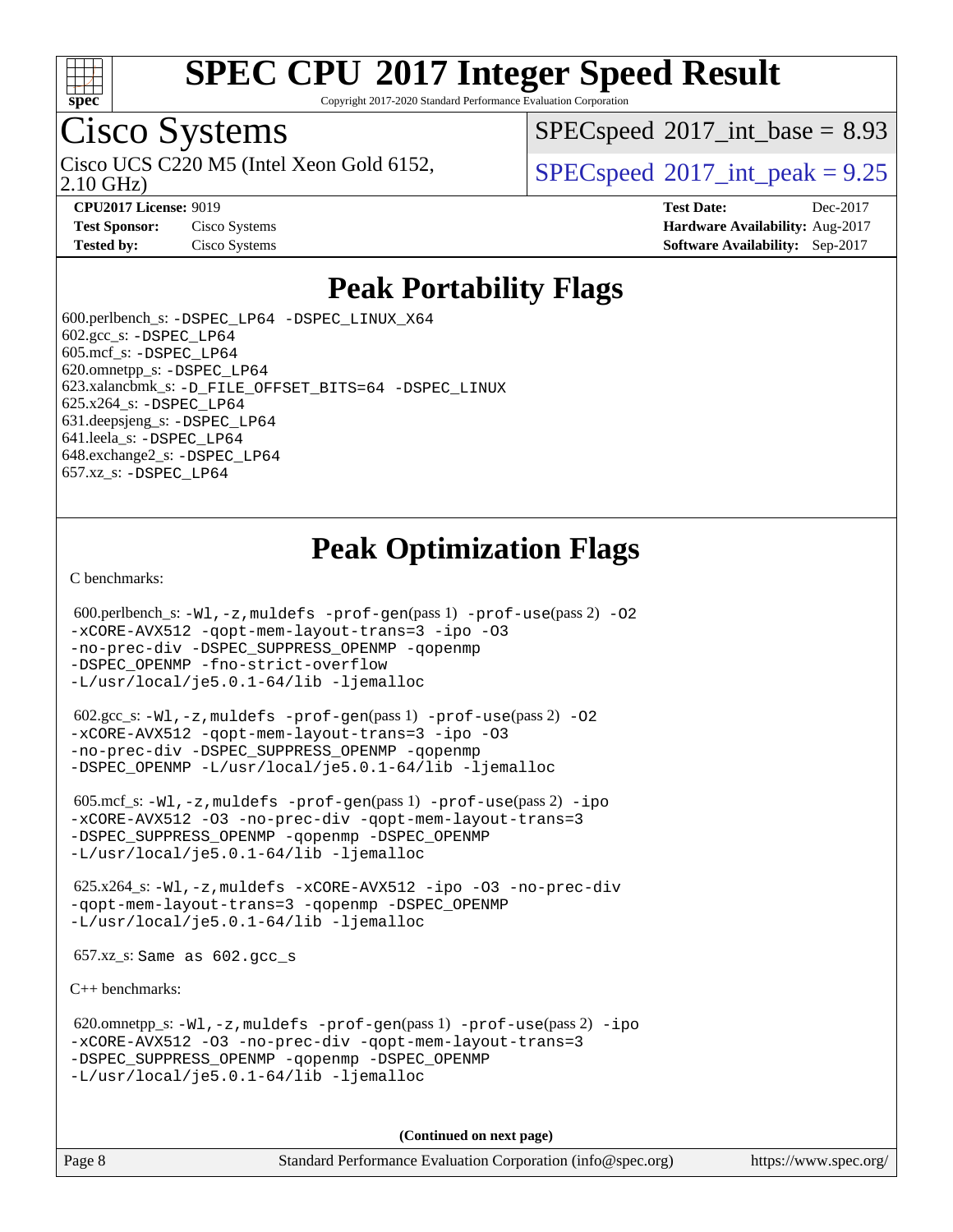# SPEC CPU 2017 Integer Speed Result

Copyright 2017-2020 Standard Performance Evaluation Corporation

## Cisco Systems

Cisco UCS C220 M5 (Intel Xeon Gold 6152, 2.10 GHz)

SPECspeed 2017_int_base = 8.93

SPECspeed 2017_int_peak = 9.25

**CPU2017 License:** 9019
**Test Sponsor:** Cisco Systems
**Tested by:** Cisco Systems

**Test Date:** Dec-2017
**Hardware Availability:** Aug-2017
**Software Availability:** Sep-2017

## Peak Portability Flags

600.perlbench_s: `-DSPEC_LP64 -DSPEC_LINUX_X64`
602.gcc_s: `-DSPEC_LP64`
605.mcf_s: `-DSPEC_LP64`
620.omnetpp_s: `-DSPEC_LP64`
623.xalancbmk_s: `-D_FILE_OFFSET_BITS=64 -DSPEC_LINUX`
625.x264_s: `-DSPEC_LP64`
631.deepsjeng_s: `-DSPEC_LP64`
641.leela_s: `-DSPEC_LP64`
648.exchange2_s: `-DSPEC_LP64`
657.xz_s: `-DSPEC_LP64`

## Peak Optimization Flags

C benchmarks:

600.perlbench_s: `-Wl,-z,muldefs -prof-gen`(pass 1) `-prof-use`(pass 2) `-O2 -xCORE-AVX512 -qopt-mem-layout-trans=3 -ipo -O3 -no-prec-div -DSPEC_SUPPRESS_OPENMP -qopenmp -DSPEC_OPENMP -fno-strict-overflow -L/usr/local/je5.0.1-64/lib -ljemalloc`

602.gcc_s: `-Wl,-z,muldefs -prof-gen`(pass 1) `-prof-use`(pass 2) `-O2 -xCORE-AVX512 -qopt-mem-layout-trans=3 -ipo -O3 -no-prec-div -DSPEC_SUPPRESS_OPENMP -qopenmp -DSPEC_OPENMP -L/usr/local/je5.0.1-64/lib -ljemalloc`

605.mcf_s: `-Wl,-z,muldefs -prof-gen`(pass 1) `-prof-use`(pass 2) `-ipo -xCORE-AVX512 -O3 -no-prec-div -qopt-mem-layout-trans=3 -DSPEC_SUPPRESS_OPENMP -qopenmp -DSPEC_OPENMP -L/usr/local/je5.0.1-64/lib -ljemalloc`

625.x264_s: `-Wl,-z,muldefs -xCORE-AVX512 -ipo -O3 -no-prec-div -qopt-mem-layout-trans=3 -qopenmp -DSPEC_OPENMP -L/usr/local/je5.0.1-64/lib -ljemalloc`

657.xz_s: Same as 602.gcc_s

C++ benchmarks:

620.omnetpp_s: `-Wl,-z,muldefs -prof-gen`(pass 1) `-prof-use`(pass 2) `-ipo -xCORE-AVX512 -O3 -no-prec-div -qopt-mem-layout-trans=3 -DSPEC_SUPPRESS_OPENMP -qopenmp -DSPEC_OPENMP -L/usr/local/je5.0.1-64/lib -ljemalloc`

**(Continued on next page)**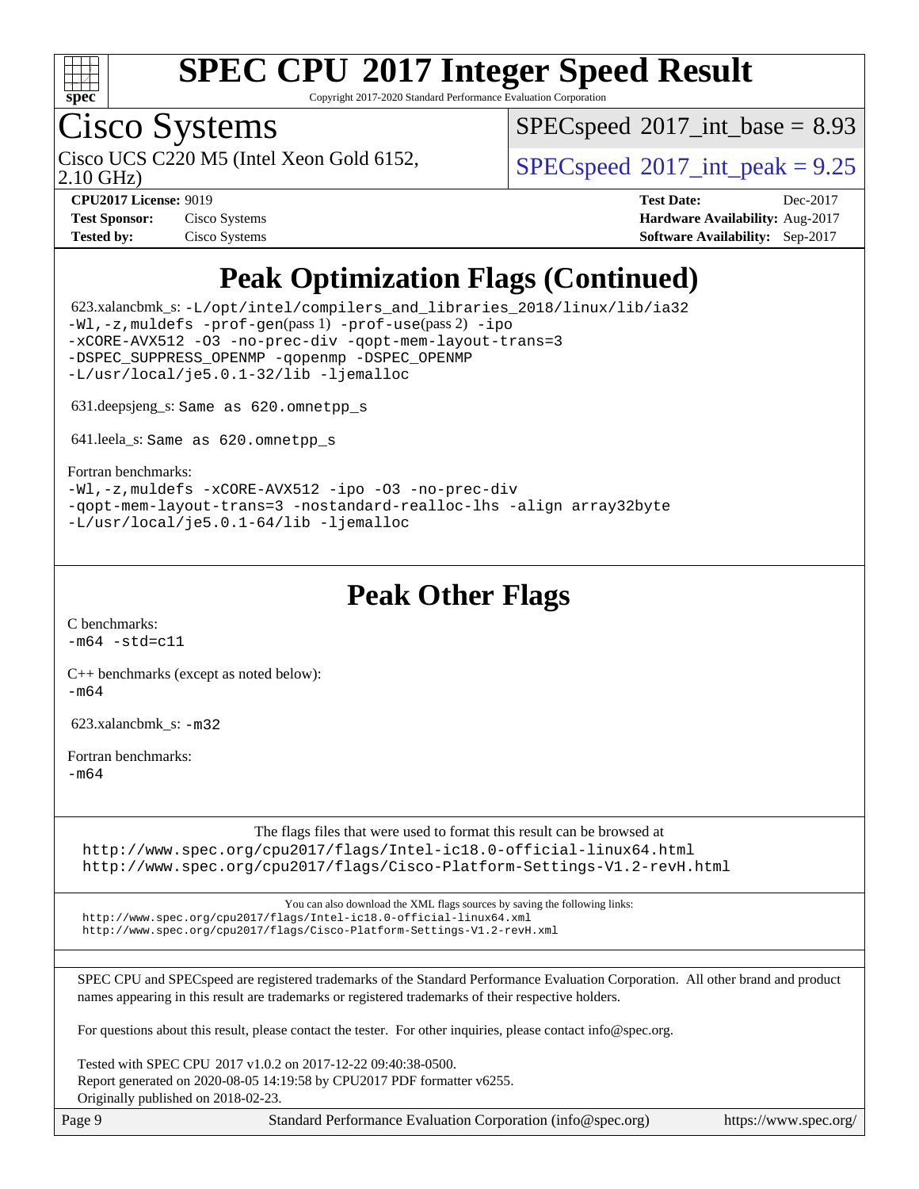# Peak Optimization Flags (Continued)

623.xalancbmk_s: -L/opt/intel/compilers_and_libraries_2018/linux/lib/ia32 -Wl,-z,muldefs -prof-gen(pass 1) -prof-use(pass 2) -ipo -xCORE-AVX512 -O3 -no-prec-div -qopt-mem-layout-trans=3 -DSPEC_SUPPRESS_OPENMP -qopenmp -DSPEC_OPENMP -L/usr/local/je5.0.1-32/lib -ljemalloc

631.deepsjeng_s: Same as 620.omnetpp_s

641.leela_s: Same as 620.omnetpp_s

Fortran benchmarks:
-Wl,-z,muldefs -xCORE-AVX512 -ipo -O3 -no-prec-div -qopt-mem-layout-trans=3 -nostandard-realloc-lhs -align array32byte -L/usr/local/je5.0.1-64/lib -ljemalloc

# Peak Other Flags

C benchmarks:
-m64 -std=c11

C++ benchmarks (except as noted below):
-m64

623.xalancbmk_s: -m32

Fortran benchmarks:
-m64

The flags files that were used to format this result can be browsed at
http://www.spec.org/cpu2017/flags/Intel-ic18.0-official-linux64.html
http://www.spec.org/cpu2017/flags/Cisco-Platform-Settings-V1.2-revH.html

You can also download the XML flags sources by saving the following links:
http://www.spec.org/cpu2017/flags/Intel-ic18.0-official-linux64.xml
http://www.spec.org/cpu2017/flags/Cisco-Platform-Settings-V1.2-revH.xml

SPEC CPU and SPECspeed are registered trademarks of the Standard Performance Evaluation Corporation. All other brand and product names appearing in this result are trademarks or registered trademarks of their respective holders.

For questions about this result, please contact the tester. For other inquiries, please contact info@spec.org.

Tested with SPEC CPU 2017 v1.0.2 on 2017-12-22 09:40:38-0500.
Report generated on 2020-08-05 14:19:58 by CPU2017 PDF formatter v6255.
Originally published on 2018-02-23.